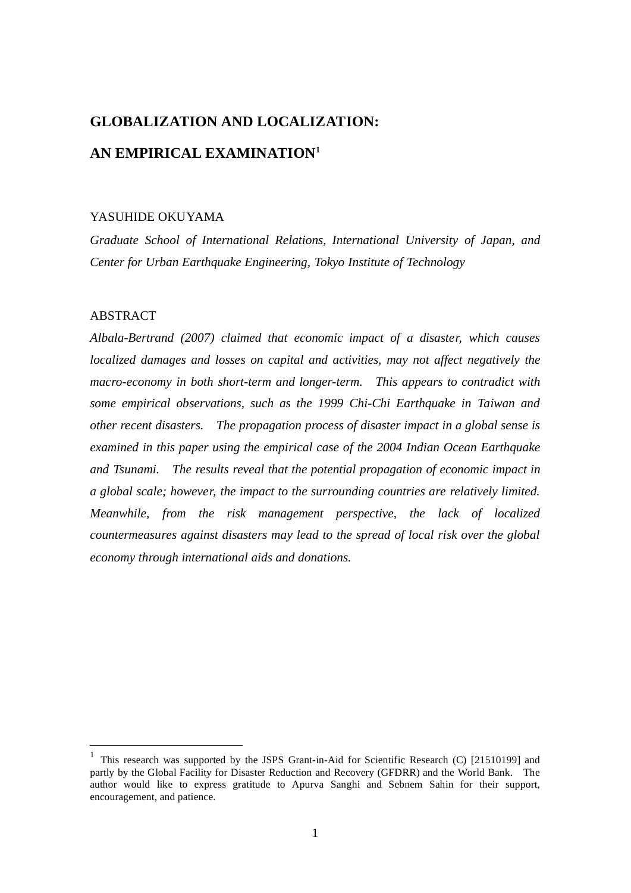# GLOBALIZATION AND LOCALIZATION: AN EMPIRICAL EXAMINATION[1]

YASUHIDE OKUYAMA

*Graduate School of International Relations, International University of Japan, and Center for Urban Earthquake Engineering, Tokyo Institute of Technology*

## ABSTRACT

*Albala-Bertrand (2007) claimed that economic impact of a disaster, which causes localized damages and losses on capital and activities, may not affect negatively the macro-economy in both short-term and longer-term. This appears to contradict with some empirical observations, such as the 1999 Chi-Chi Earthquake in Taiwan and other recent disasters. The propagation process of disaster impact in a global sense is examined in this paper using the empirical case of the 2004 Indian Ocean Earthquake and Tsunami. The results reveal that the potential propagation of economic impact in a global scale; however, the impact to the surrounding countries are relatively limited. Meanwhile, from the risk management perspective, the lack of localized countermeasures against disasters may lead to the spread of local risk over the global economy through international aids and donations.*

---

[1] This research was supported by the JSPS Grant-in-Aid for Scientific Research (C) [21510199] and partly by the Global Facility for Disaster Reduction and Recovery (GFDRR) and the World Bank. The author would like to express gratitude to Apurva Sanghi and Sebnem Sahin for their support, encouragement, and patience.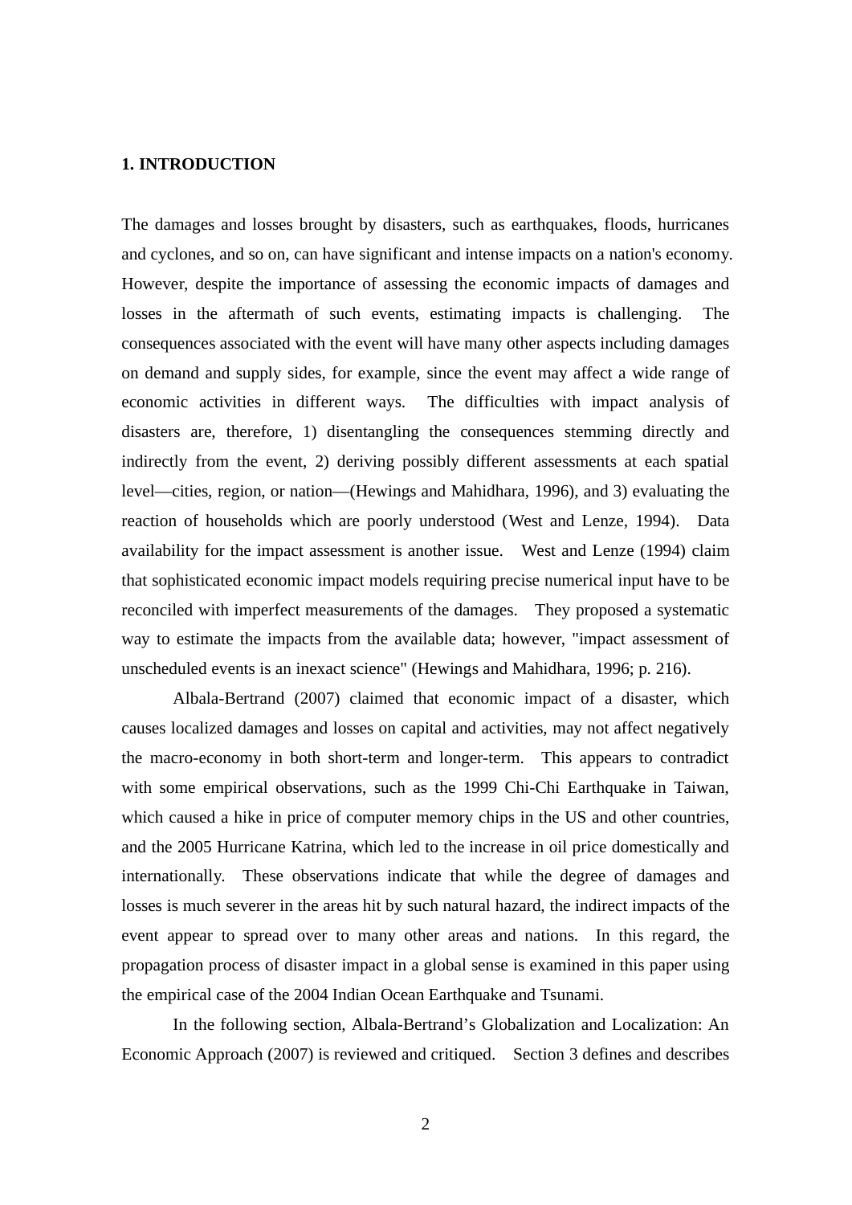## 1. INTRODUCTION

The damages and losses brought by disasters, such as earthquakes, floods, hurricanes and cyclones, and so on, can have significant and intense impacts on a nation's economy. However, despite the importance of assessing the economic impacts of damages and losses in the aftermath of such events, estimating impacts is challenging. The consequences associated with the event will have many other aspects including damages on demand and supply sides, for example, since the event may affect a wide range of economic activities in different ways. The difficulties with impact analysis of disasters are, therefore, 1) disentangling the consequences stemming directly and indirectly from the event, 2) deriving possibly different assessments at each spatial level—cities, region, or nation—(Hewings and Mahidhara, 1996), and 3) evaluating the reaction of households which are poorly understood (West and Lenze, 1994). Data availability for the impact assessment is another issue. West and Lenze (1994) claim that sophisticated economic impact models requiring precise numerical input have to be reconciled with imperfect measurements of the damages. They proposed a systematic way to estimate the impacts from the available data; however, "impact assessment of unscheduled events is an inexact science" (Hewings and Mahidhara, 1996; p. 216).

Albala-Bertrand (2007) claimed that economic impact of a disaster, which causes localized damages and losses on capital and activities, may not affect negatively the macro-economy in both short-term and longer-term. This appears to contradict with some empirical observations, such as the 1999 Chi-Chi Earthquake in Taiwan, which caused a hike in price of computer memory chips in the US and other countries, and the 2005 Hurricane Katrina, which led to the increase in oil price domestically and internationally. These observations indicate that while the degree of damages and losses is much severer in the areas hit by such natural hazard, the indirect impacts of the event appear to spread over to many other areas and nations. In this regard, the propagation process of disaster impact in a global sense is examined in this paper using the empirical case of the 2004 Indian Ocean Earthquake and Tsunami.

In the following section, Albala-Bertrand's Globalization and Localization: An Economic Approach (2007) is reviewed and critiqued. Section 3 defines and describes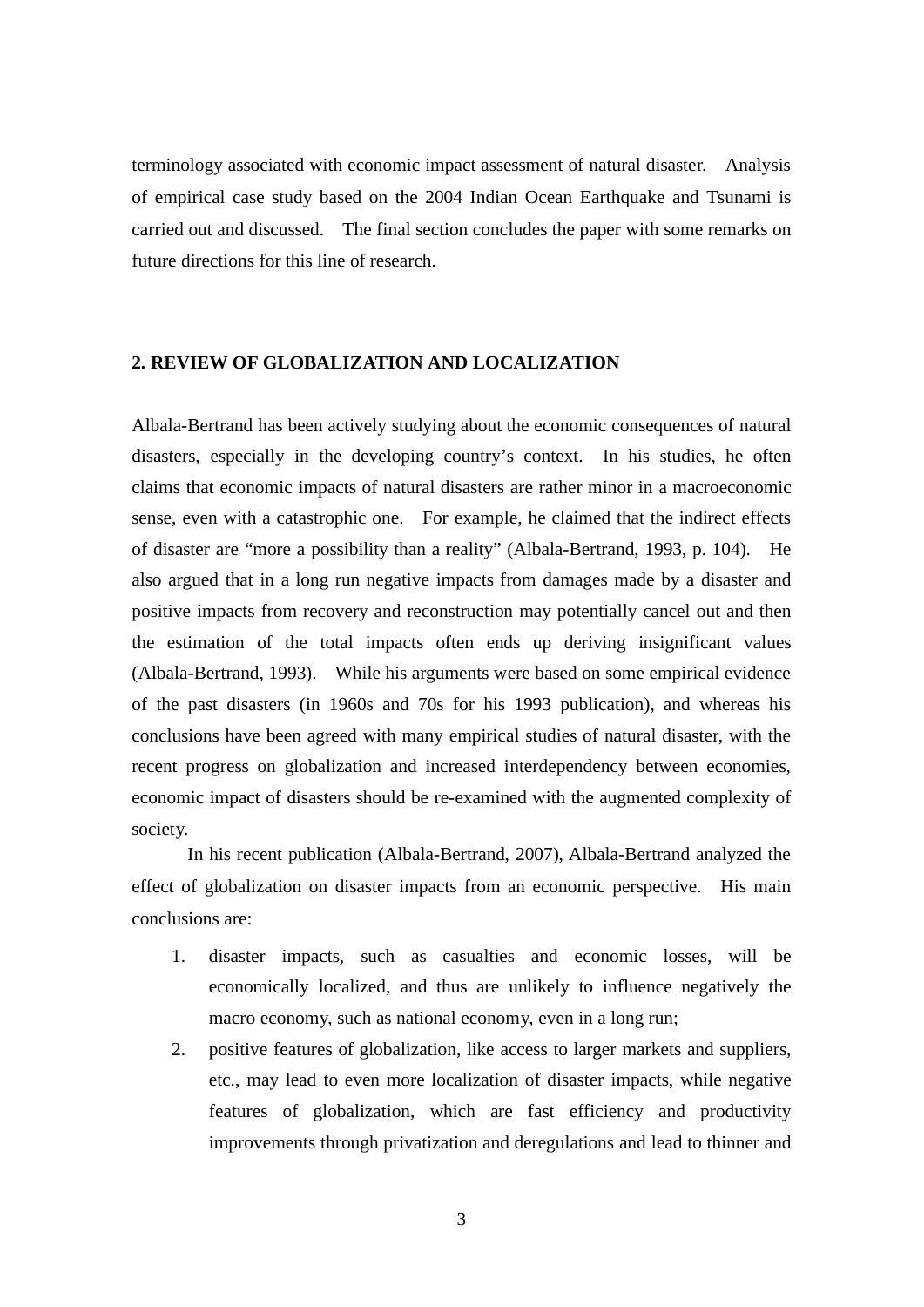terminology associated with economic impact assessment of natural disaster. Analysis of empirical case study based on the 2004 Indian Ocean Earthquake and Tsunami is carried out and discussed. The final section concludes the paper with some remarks on future directions for this line of research.

## 2. REVIEW OF GLOBALIZATION AND LOCALIZATION

Albala-Bertrand has been actively studying about the economic consequences of natural disasters, especially in the developing country's context. In his studies, he often claims that economic impacts of natural disasters are rather minor in a macroeconomic sense, even with a catastrophic one. For example, he claimed that the indirect effects of disaster are "more a possibility than a reality" (Albala-Bertrand, 1993, p. 104). He also argued that in a long run negative impacts from damages made by a disaster and positive impacts from recovery and reconstruction may potentially cancel out and then the estimation of the total impacts often ends up deriving insignificant values (Albala-Bertrand, 1993). While his arguments were based on some empirical evidence of the past disasters (in 1960s and 70s for his 1993 publication), and whereas his conclusions have been agreed with many empirical studies of natural disaster, with the recent progress on globalization and increased interdependency between economies, economic impact of disasters should be re-examined with the augmented complexity of society.

In his recent publication (Albala-Bertrand, 2007), Albala-Bertrand analyzed the effect of globalization on disaster impacts from an economic perspective. His main conclusions are:

1. disaster impacts, such as casualties and economic losses, will be economically localized, and thus are unlikely to influence negatively the macro economy, such as national economy, even in a long run;
2. positive features of globalization, like access to larger markets and suppliers, etc., may lead to even more localization of disaster impacts, while negative features of globalization, which are fast efficiency and productivity improvements through privatization and deregulations and lead to thinner and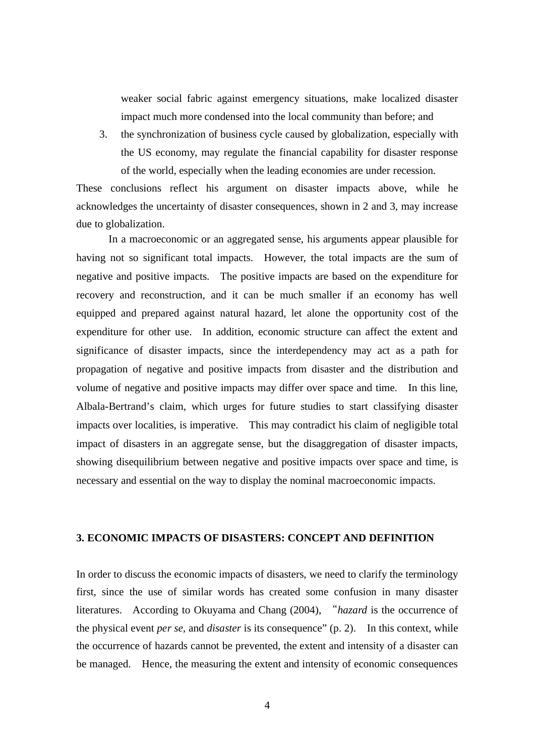weaker social fabric against emergency situations, make localized disaster impact much more condensed into the local community than before; and

3. the synchronization of business cycle caused by globalization, especially with the US economy, may regulate the financial capability for disaster response of the world, especially when the leading economies are under recession.

These conclusions reflect his argument on disaster impacts above, while he acknowledges the uncertainty of disaster consequences, shown in 2 and 3, may increase due to globalization.

In a macroeconomic or an aggregated sense, his arguments appear plausible for having not so significant total impacts. However, the total impacts are the sum of negative and positive impacts. The positive impacts are based on the expenditure for recovery and reconstruction, and it can be much smaller if an economy has well equipped and prepared against natural hazard, let alone the opportunity cost of the expenditure for other use. In addition, economic structure can affect the extent and significance of disaster impacts, since the interdependency may act as a path for propagation of negative and positive impacts from disaster and the distribution and volume of negative and positive impacts may differ over space and time. In this line, Albala-Bertrand's claim, which urges for future studies to start classifying disaster impacts over localities, is imperative. This may contradict his claim of negligible total impact of disasters in an aggregate sense, but the disaggregation of disaster impacts, showing disequilibrium between negative and positive impacts over space and time, is necessary and essential on the way to display the nominal macroeconomic impacts.

## 3. ECONOMIC IMPACTS OF DISASTERS: CONCEPT AND DEFINITION

In order to discuss the economic impacts of disasters, we need to clarify the terminology first, since the use of similar words has created some confusion in many disaster literatures. According to Okuyama and Chang (2004), "*hazard* is the occurrence of the physical event *per se*, and *disaster* is its consequence" (p. 2). In this context, while the occurrence of hazards cannot be prevented, the extent and intensity of a disaster can be managed. Hence, the measuring the extent and intensity of economic consequences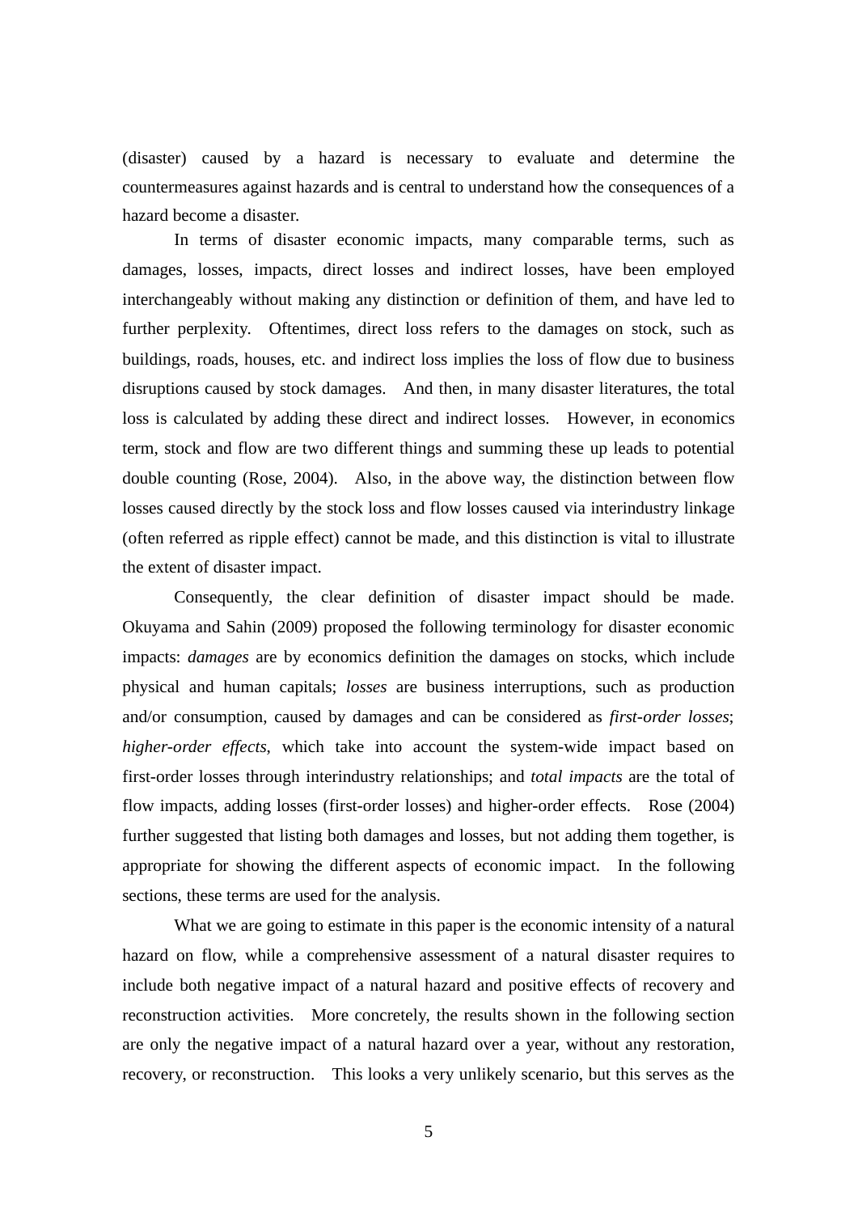(disaster) caused by a hazard is necessary to evaluate and determine the countermeasures against hazards and is central to understand how the consequences of a hazard become a disaster.

In terms of disaster economic impacts, many comparable terms, such as damages, losses, impacts, direct losses and indirect losses, have been employed interchangeably without making any distinction or definition of them, and have led to further perplexity. Oftentimes, direct loss refers to the damages on stock, such as buildings, roads, houses, etc. and indirect loss implies the loss of flow due to business disruptions caused by stock damages. And then, in many disaster literatures, the total loss is calculated by adding these direct and indirect losses. However, in economics term, stock and flow are two different things and summing these up leads to potential double counting (Rose, 2004). Also, in the above way, the distinction between flow losses caused directly by the stock loss and flow losses caused via interindustry linkage (often referred as ripple effect) cannot be made, and this distinction is vital to illustrate the extent of disaster impact.

Consequently, the clear definition of disaster impact should be made. Okuyama and Sahin (2009) proposed the following terminology for disaster economic impacts: *damages* are by economics definition the damages on stocks, which include physical and human capitals; *losses* are business interruptions, such as production and/or consumption, caused by damages and can be considered as *first-order losses*; *higher-order effects*, which take into account the system-wide impact based on first-order losses through interindustry relationships; and *total impacts* are the total of flow impacts, adding losses (first-order losses) and higher-order effects. Rose (2004) further suggested that listing both damages and losses, but not adding them together, is appropriate for showing the different aspects of economic impact. In the following sections, these terms are used for the analysis.

What we are going to estimate in this paper is the economic intensity of a natural hazard on flow, while a comprehensive assessment of a natural disaster requires to include both negative impact of a natural hazard and positive effects of recovery and reconstruction activities. More concretely, the results shown in the following section are only the negative impact of a natural hazard over a year, without any restoration, recovery, or reconstruction. This looks a very unlikely scenario, but this serves as the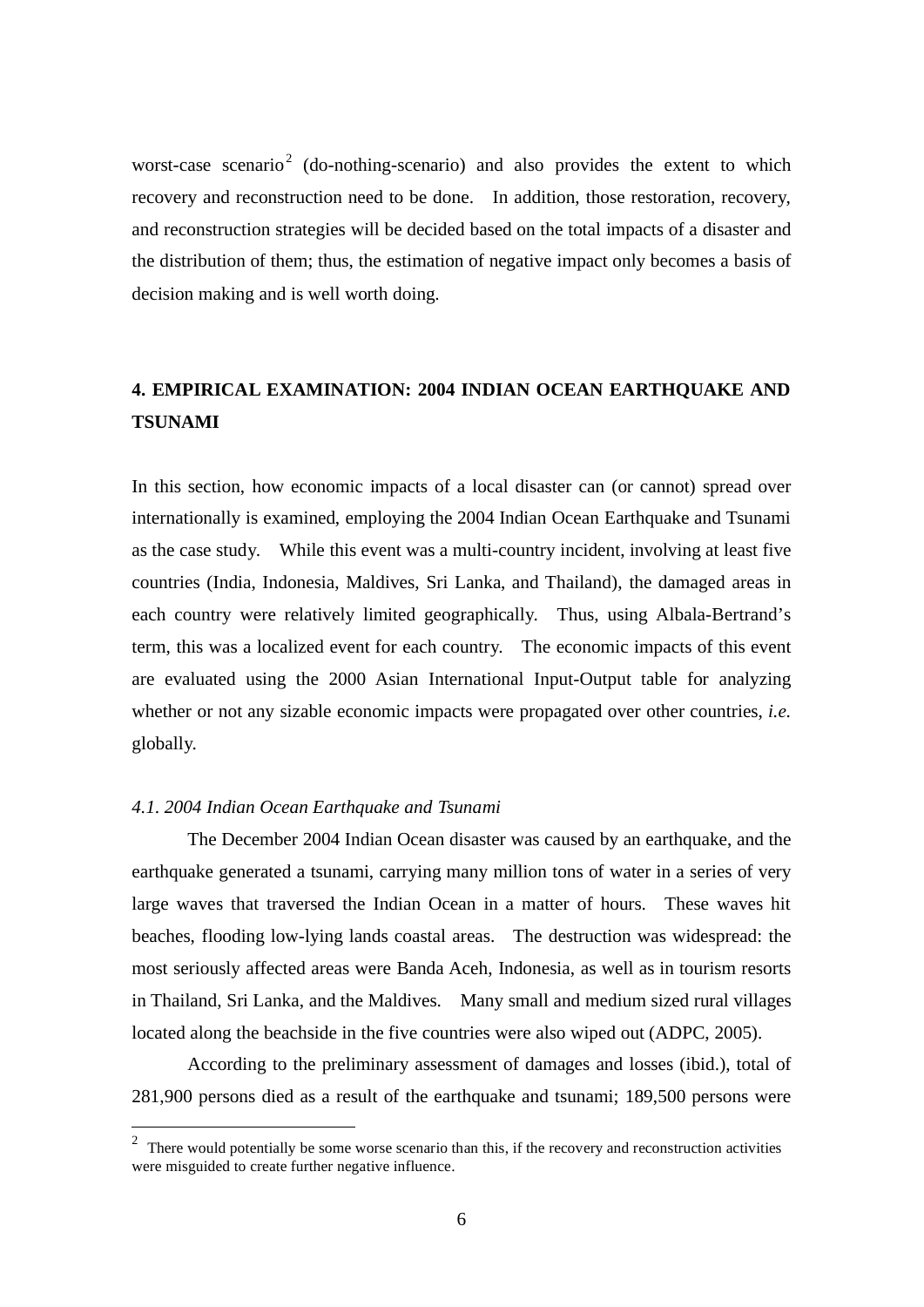worst-case scenario[2] (do-nothing-scenario) and also provides the extent to which recovery and reconstruction need to be done. In addition, those restoration, recovery, and reconstruction strategies will be decided based on the total impacts of a disaster and the distribution of them; thus, the estimation of negative impact only becomes a basis of decision making and is well worth doing.

## 4. EMPIRICAL EXAMINATION: 2004 INDIAN OCEAN EARTHQUAKE AND TSUNAMI

In this section, how economic impacts of a local disaster can (or cannot) spread over internationally is examined, employing the 2004 Indian Ocean Earthquake and Tsunami as the case study. While this event was a multi-country incident, involving at least five countries (India, Indonesia, Maldives, Sri Lanka, and Thailand), the damaged areas in each country were relatively limited geographically. Thus, using Albala-Bertrand's term, this was a localized event for each country. The economic impacts of this event are evaluated using the 2000 Asian International Input-Output table for analyzing whether or not any sizable economic impacts were propagated over other countries, *i.e.* globally.

### *4.1. 2004 Indian Ocean Earthquake and Tsunami*

The December 2004 Indian Ocean disaster was caused by an earthquake, and the earthquake generated a tsunami, carrying many million tons of water in a series of very large waves that traversed the Indian Ocean in a matter of hours. These waves hit beaches, flooding low-lying lands coastal areas. The destruction was widespread: the most seriously affected areas were Banda Aceh, Indonesia, as well as in tourism resorts in Thailand, Sri Lanka, and the Maldives. Many small and medium sized rural villages located along the beachside in the five countries were also wiped out (ADPC, 2005).

According to the preliminary assessment of damages and losses (ibid.), total of 281,900 persons died as a result of the earthquake and tsunami; 189,500 persons were

[2] There would potentially be some worse scenario than this, if the recovery and reconstruction activities were misguided to create further negative influence.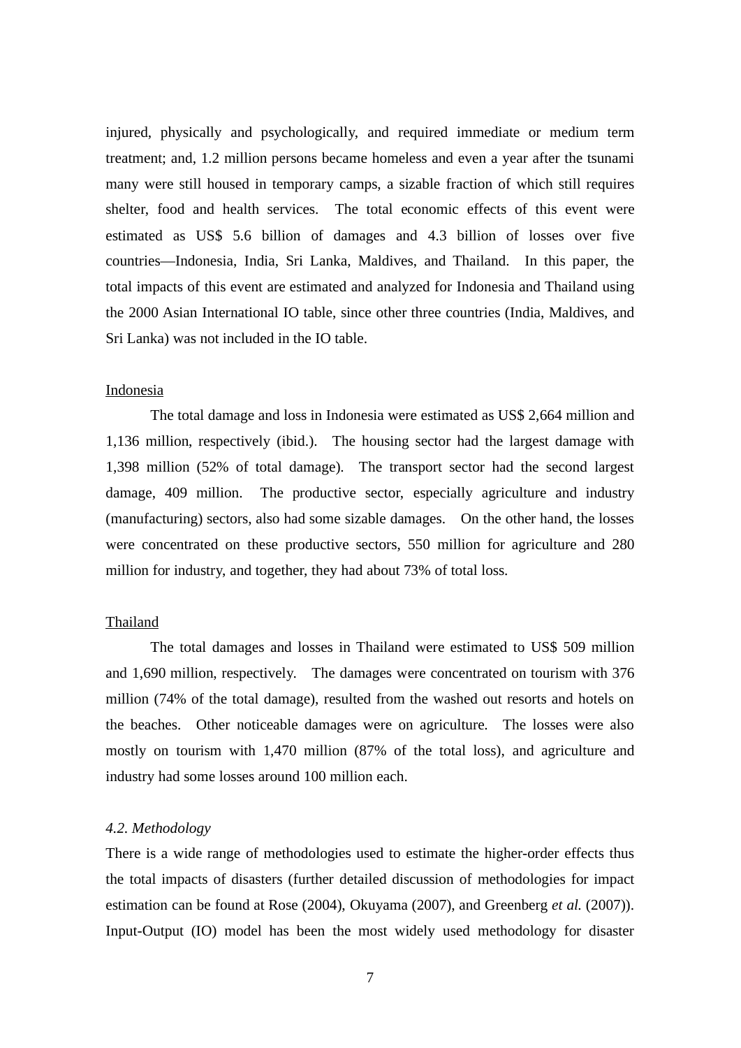injured, physically and psychologically, and required immediate or medium term treatment; and, 1.2 million persons became homeless and even a year after the tsunami many were still housed in temporary camps, a sizable fraction of which still requires shelter, food and health services. The total economic effects of this event were estimated as US$ 5.6 billion of damages and 4.3 billion of losses over five countries—Indonesia, India, Sri Lanka, Maldives, and Thailand. In this paper, the total impacts of this event are estimated and analyzed for Indonesia and Thailand using the 2000 Asian International IO table, since other three countries (India, Maldives, and Sri Lanka) was not included in the IO table.

<u>Indonesia</u>

The total damage and loss in Indonesia were estimated as US$ 2,664 million and 1,136 million, respectively (ibid.). The housing sector had the largest damage with 1,398 million (52% of total damage). The transport sector had the second largest damage, 409 million. The productive sector, especially agriculture and industry (manufacturing) sectors, also had some sizable damages. On the other hand, the losses were concentrated on these productive sectors, 550 million for agriculture and 280 million for industry, and together, they had about 73% of total loss.

<u>Thailand</u>

The total damages and losses in Thailand were estimated to US$ 509 million and 1,690 million, respectively. The damages were concentrated on tourism with 376 million (74% of the total damage), resulted from the washed out resorts and hotels on the beaches. Other noticeable damages were on agriculture. The losses were also mostly on tourism with 1,470 million (87% of the total loss), and agriculture and industry had some losses around 100 million each.

### *4.2. Methodology*

There is a wide range of methodologies used to estimate the higher-order effects thus the total impacts of disasters (further detailed discussion of methodologies for impact estimation can be found at Rose (2004), Okuyama (2007), and Greenberg *et al.* (2007)). Input-Output (IO) model has been the most widely used methodology for disaster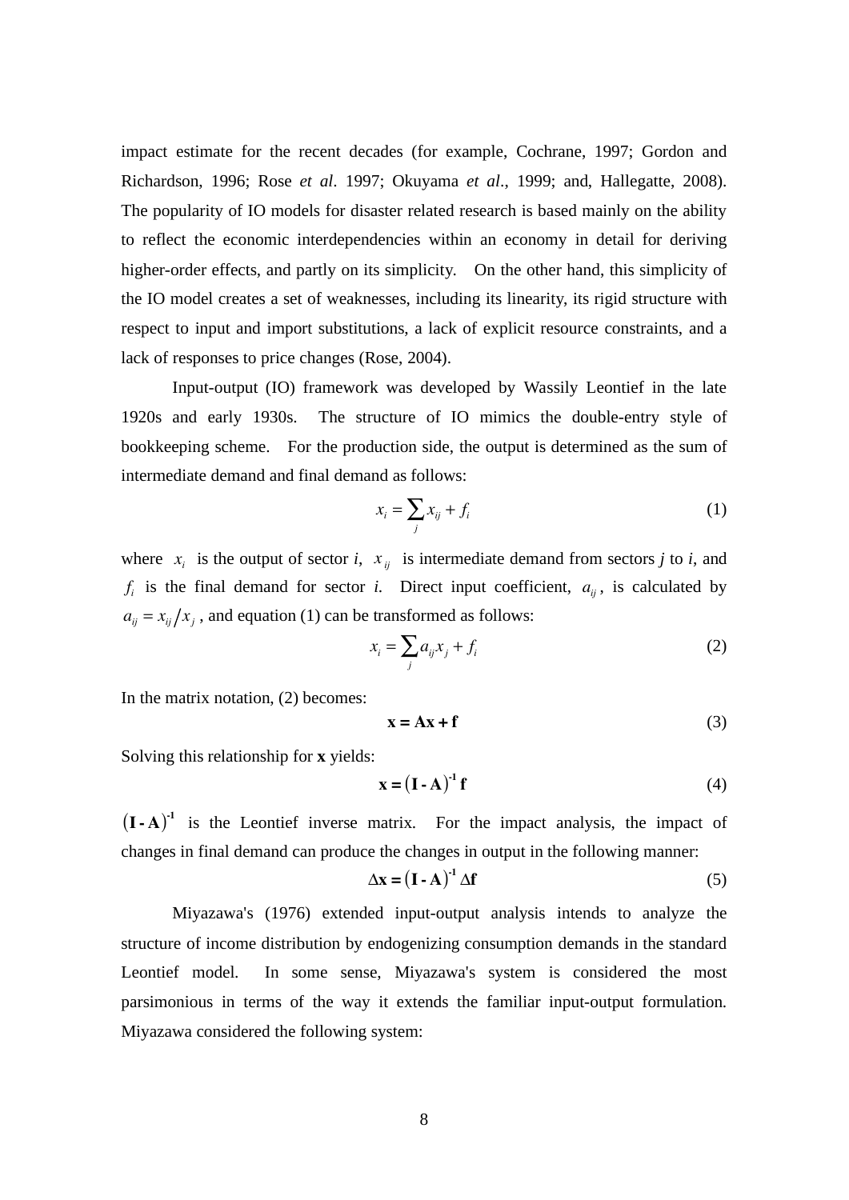impact estimate for the recent decades (for example, Cochrane, 1997; Gordon and Richardson, 1996; Rose *et al*. 1997; Okuyama *et al*., 1999; and, Hallegatte, 2008). The popularity of IO models for disaster related research is based mainly on the ability to reflect the economic interdependencies within an economy in detail for deriving higher-order effects, and partly on its simplicity. On the other hand, this simplicity of the IO model creates a set of weaknesses, including its linearity, its rigid structure with respect to input and import substitutions, a lack of explicit resource constraints, and a lack of responses to price changes (Rose, 2004).

Input-output (IO) framework was developed by Wassily Leontief in the late 1920s and early 1930s. The structure of IO mimics the double-entry style of bookkeeping scheme. For the production side, the output is determined as the sum of intermediate demand and final demand as follows:

$$x_i = \sum_j x_{ij} + f_i \tag{1}$$

where $x_i$ is the output of sector *i*, $x_{ij}$ is intermediate demand from sectors *j* to *i*, and $f_i$ is the final demand for sector *i*. Direct input coefficient, $a_{ij}$, is calculated by $a_{ij} = x_{ij} / x_j$, and equation (1) can be transformed as follows:

$$x_i = \sum_j a_{ij} x_j + f_i \tag{2}$$

In the matrix notation, (2) becomes:

$$\mathbf{x} = \mathbf{Ax} + \mathbf{f} \tag{3}$$

Solving this relationship for **x** yields:

$$\mathbf{x} = \left(\mathbf{I} - \mathbf{A}\right)^{-1} \mathbf{f} \tag{4}$$

$\left(\mathbf{I} - \mathbf{A}\right)^{-1}$ is the Leontief inverse matrix. For the impact analysis, the impact of changes in final demand can produce the changes in output in the following manner:

$$\Delta\mathbf{x} = \left(\mathbf{I} - \mathbf{A}\right)^{-1} \Delta\mathbf{f} \tag{5}$$

Miyazawa's (1976) extended input-output analysis intends to analyze the structure of income distribution by endogenizing consumption demands in the standard Leontief model. In some sense, Miyazawa's system is considered the most parsimonious in terms of the way it extends the familiar input-output formulation. Miyazawa considered the following system: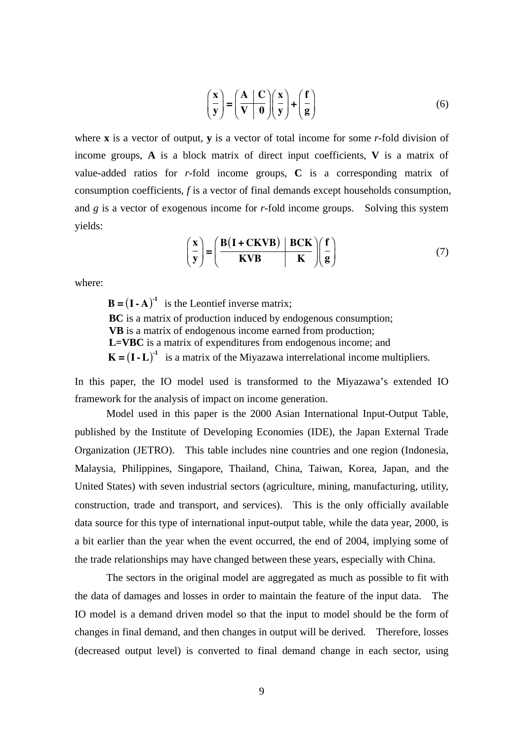$$\left(\frac{\mathbf{x}}{\mathbf{y}}\right) = \left(\begin{array}{c|c} \mathbf{A} & \mathbf{C} \\ \hline \mathbf{V} & \mathbf{0} \end{array}\right)\left(\frac{\mathbf{x}}{\mathbf{y}}\right) + \left(\frac{\mathbf{f}}{\mathbf{g}}\right) \tag{6}$$

where **x** is a vector of output, **y** is a vector of total income for some *r*-fold division of income groups, **A** is a block matrix of direct input coefficients, **V** is a matrix of value-added ratios for *r*-fold income groups, **C** is a corresponding matrix of consumption coefficients, *f* is a vector of final demands except households consumption, and *g* is a vector of exogenous income for *r*-fold income groups. Solving this system yields:

$$\left(\frac{\mathbf{x}}{\mathbf{y}}\right) = \left(\begin{array}{c|c} \mathbf{B}\left(\mathbf{I}+\mathbf{CKVB}\right) & \mathbf{BCK} \\ \hline \mathbf{KVB} & \mathbf{K} \end{array}\right)\left(\frac{\mathbf{f}}{\mathbf{g}}\right) \tag{7}$$

where:

- $\mathbf{B} = \left(\mathbf{I} - \mathbf{A}\right)^{-1}$ is the Leontief inverse matrix;
- **BC** is a matrix of production induced by endogenous consumption;
- **VB** is a matrix of endogenous income earned from production;
- **L**=**VBC** is a matrix of expenditures from endogenous income; and
- $\mathbf{K} = \left(\mathbf{I} - \mathbf{L}\right)^{-1}$ is a matrix of the Miyazawa interrelational income multipliers.

In this paper, the IO model used is transformed to the Miyazawa's extended IO framework for the analysis of impact on income generation.

Model used in this paper is the 2000 Asian International Input-Output Table, published by the Institute of Developing Economies (IDE), the Japan External Trade Organization (JETRO). This table includes nine countries and one region (Indonesia, Malaysia, Philippines, Singapore, Thailand, China, Taiwan, Korea, Japan, and the United States) with seven industrial sectors (agriculture, mining, manufacturing, utility, construction, trade and transport, and services). This is the only officially available data source for this type of international input-output table, while the data year, 2000, is a bit earlier than the year when the event occurred, the end of 2004, implying some of the trade relationships may have changed between these years, especially with China.

The sectors in the original model are aggregated as much as possible to fit with the data of damages and losses in order to maintain the feature of the input data. The IO model is a demand driven model so that the input to model should be the form of changes in final demand, and then changes in output will be derived. Therefore, losses (decreased output level) is converted to final demand change in each sector, using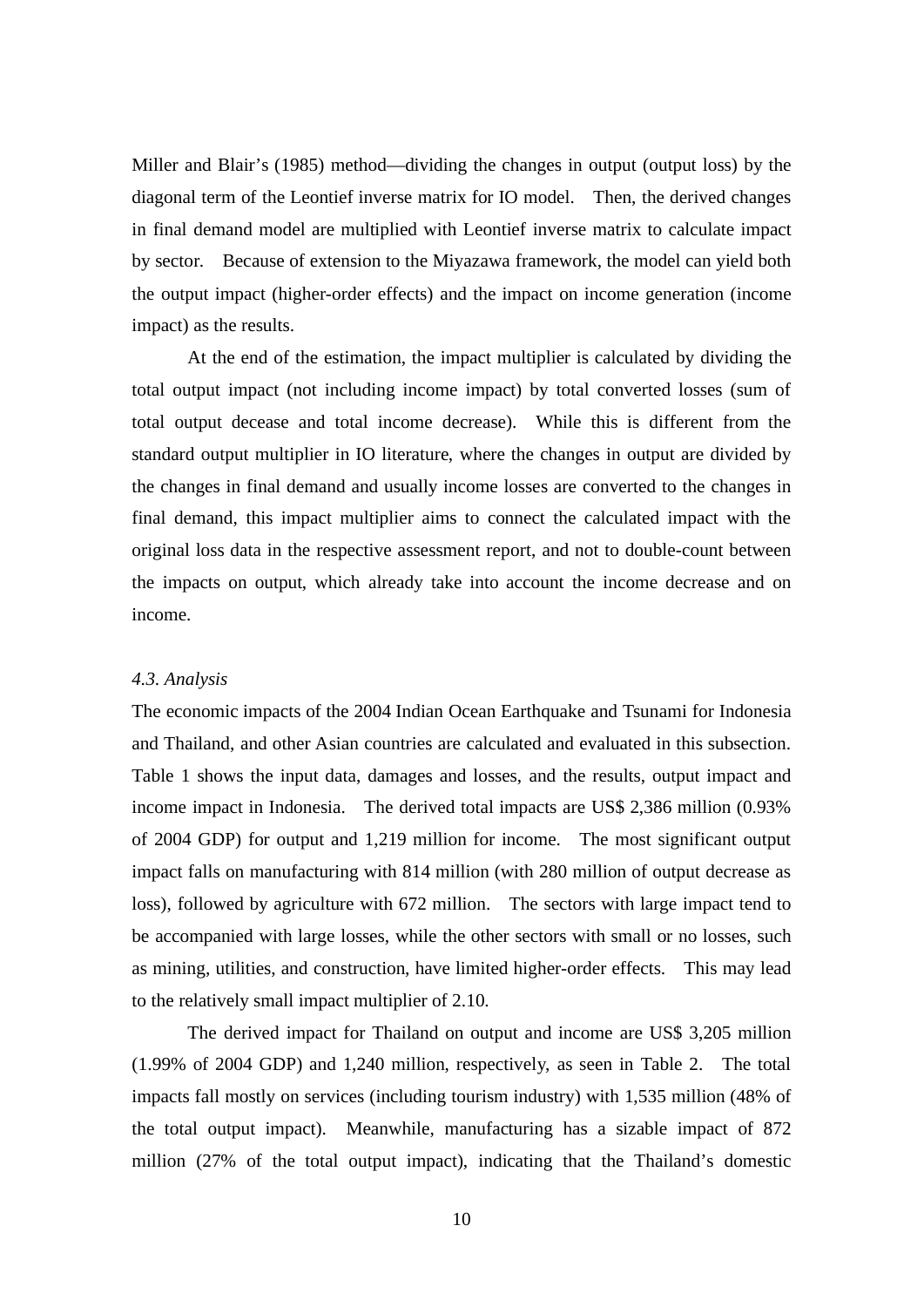Miller and Blair's (1985) method—dividing the changes in output (output loss) by the diagonal term of the Leontief inverse matrix for IO model. Then, the derived changes in final demand model are multiplied with Leontief inverse matrix to calculate impact by sector. Because of extension to the Miyazawa framework, the model can yield both the output impact (higher-order effects) and the impact on income generation (income impact) as the results.

At the end of the estimation, the impact multiplier is calculated by dividing the total output impact (not including income impact) by total converted losses (sum of total output decease and total income decrease). While this is different from the standard output multiplier in IO literature, where the changes in output are divided by the changes in final demand and usually income losses are converted to the changes in final demand, this impact multiplier aims to connect the calculated impact with the original loss data in the respective assessment report, and not to double-count between the impacts on output, which already take into account the income decrease and on income.

*4.3. Analysis*

The economic impacts of the 2004 Indian Ocean Earthquake and Tsunami for Indonesia and Thailand, and other Asian countries are calculated and evaluated in this subsection. Table 1 shows the input data, damages and losses, and the results, output impact and income impact in Indonesia. The derived total impacts are US$ 2,386 million (0.93% of 2004 GDP) for output and 1,219 million for income. The most significant output impact falls on manufacturing with 814 million (with 280 million of output decrease as loss), followed by agriculture with 672 million. The sectors with large impact tend to be accompanied with large losses, while the other sectors with small or no losses, such as mining, utilities, and construction, have limited higher-order effects. This may lead to the relatively small impact multiplier of 2.10.

The derived impact for Thailand on output and income are US$ 3,205 million (1.99% of 2004 GDP) and 1,240 million, respectively, as seen in Table 2. The total impacts fall mostly on services (including tourism industry) with 1,535 million (48% of the total output impact). Meanwhile, manufacturing has a sizable impact of 872 million (27% of the total output impact), indicating that the Thailand's domestic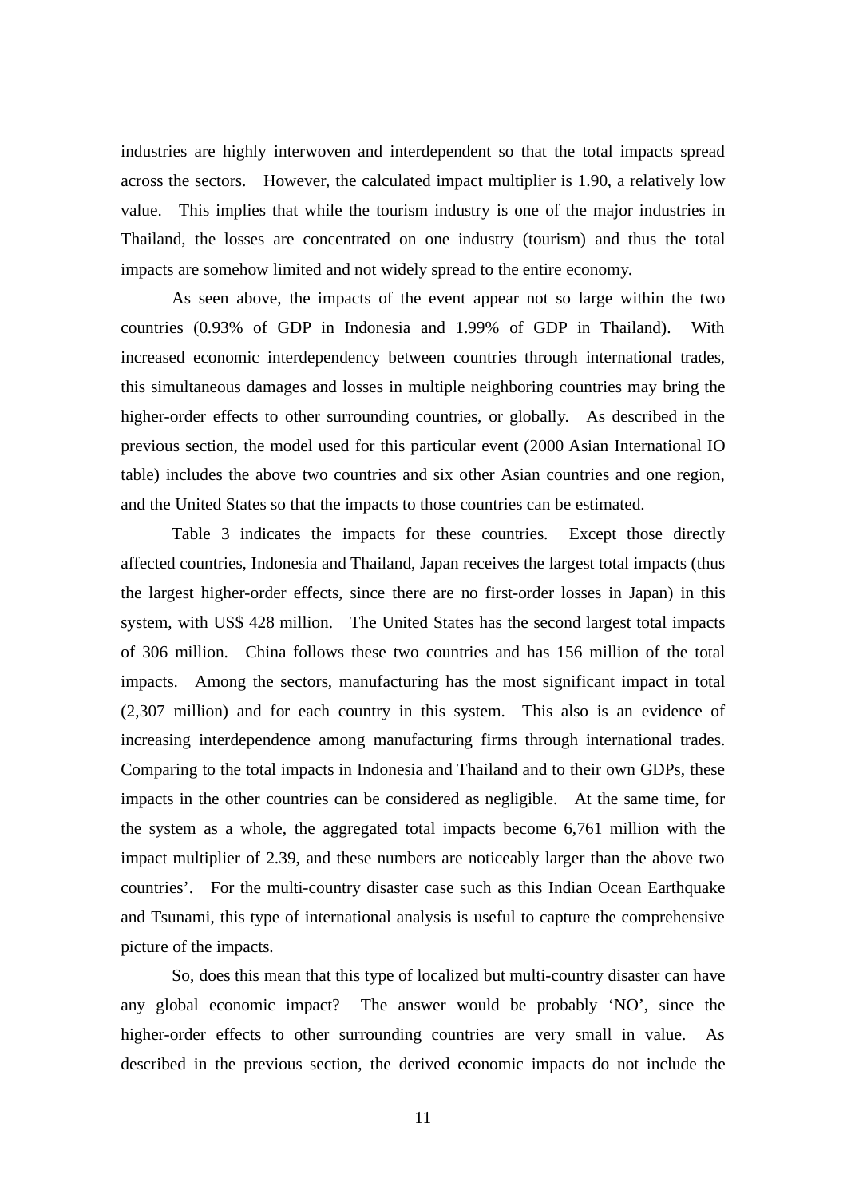industries are highly interwoven and interdependent so that the total impacts spread across the sectors. However, the calculated impact multiplier is 1.90, a relatively low value. This implies that while the tourism industry is one of the major industries in Thailand, the losses are concentrated on one industry (tourism) and thus the total impacts are somehow limited and not widely spread to the entire economy.

As seen above, the impacts of the event appear not so large within the two countries (0.93% of GDP in Indonesia and 1.99% of GDP in Thailand). With increased economic interdependency between countries through international trades, this simultaneous damages and losses in multiple neighboring countries may bring the higher-order effects to other surrounding countries, or globally. As described in the previous section, the model used for this particular event (2000 Asian International IO table) includes the above two countries and six other Asian countries and one region, and the United States so that the impacts to those countries can be estimated.

Table 3 indicates the impacts for these countries. Except those directly affected countries, Indonesia and Thailand, Japan receives the largest total impacts (thus the largest higher-order effects, since there are no first-order losses in Japan) in this system, with US$ 428 million. The United States has the second largest total impacts of 306 million. China follows these two countries and has 156 million of the total impacts. Among the sectors, manufacturing has the most significant impact in total (2,307 million) and for each country in this system. This also is an evidence of increasing interdependence among manufacturing firms through international trades. Comparing to the total impacts in Indonesia and Thailand and to their own GDPs, these impacts in the other countries can be considered as negligible. At the same time, for the system as a whole, the aggregated total impacts become 6,761 million with the impact multiplier of 2.39, and these numbers are noticeably larger than the above two countries'. For the multi-country disaster case such as this Indian Ocean Earthquake and Tsunami, this type of international analysis is useful to capture the comprehensive picture of the impacts.

So, does this mean that this type of localized but multi-country disaster can have any global economic impact? The answer would be probably 'NO', since the higher-order effects to other surrounding countries are very small in value. As described in the previous section, the derived economic impacts do not include the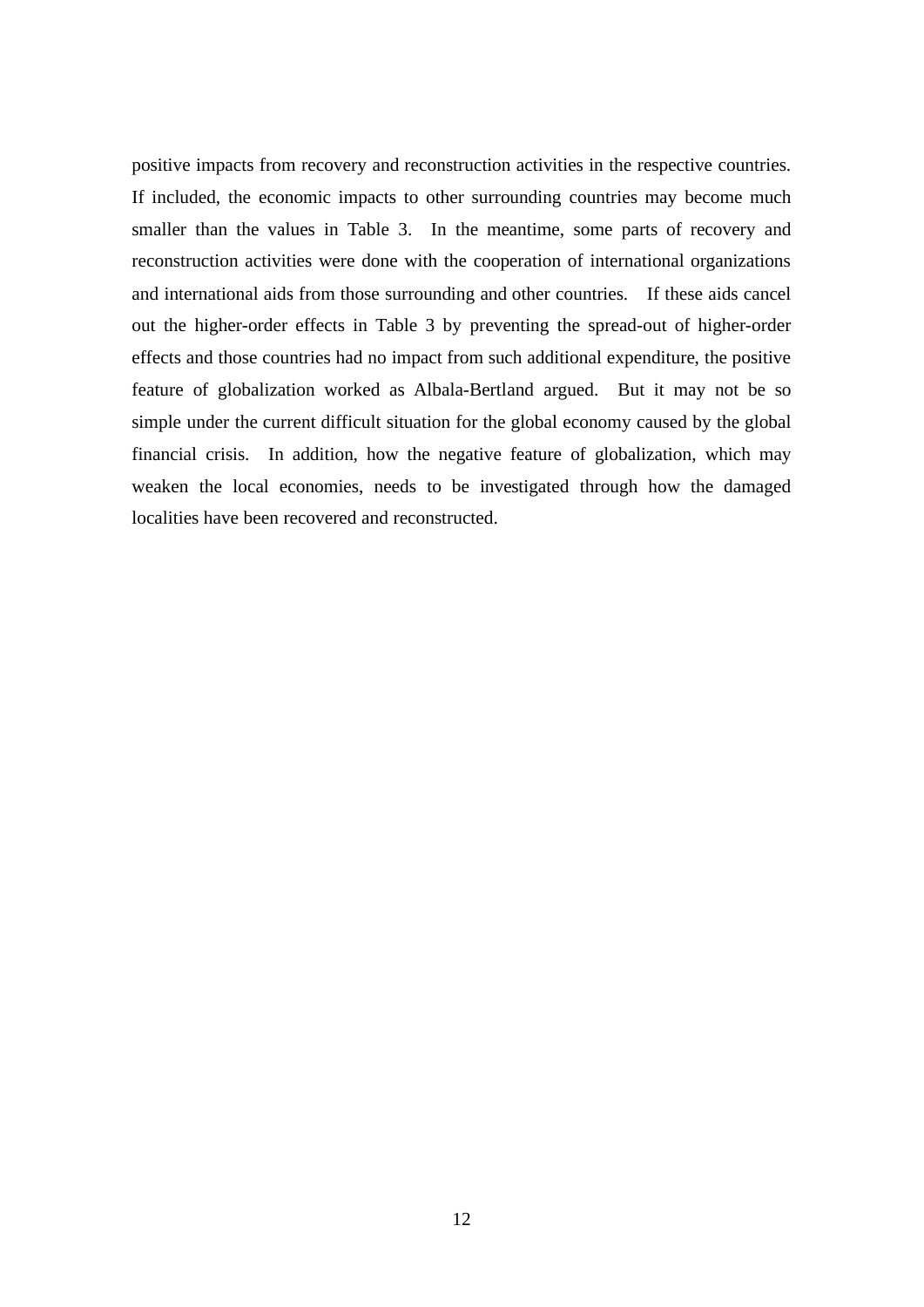positive impacts from recovery and reconstruction activities in the respective countries. If included, the economic impacts to other surrounding countries may become much smaller than the values in Table 3. In the meantime, some parts of recovery and reconstruction activities were done with the cooperation of international organizations and international aids from those surrounding and other countries. If these aids cancel out the higher-order effects in Table 3 by preventing the spread-out of higher-order effects and those countries had no impact from such additional expenditure, the positive feature of globalization worked as Albala-Bertland argued. But it may not be so simple under the current difficult situation for the global economy caused by the global financial crisis. In addition, how the negative feature of globalization, which may weaken the local economies, needs to be investigated through how the damaged localities have been recovered and reconstructed.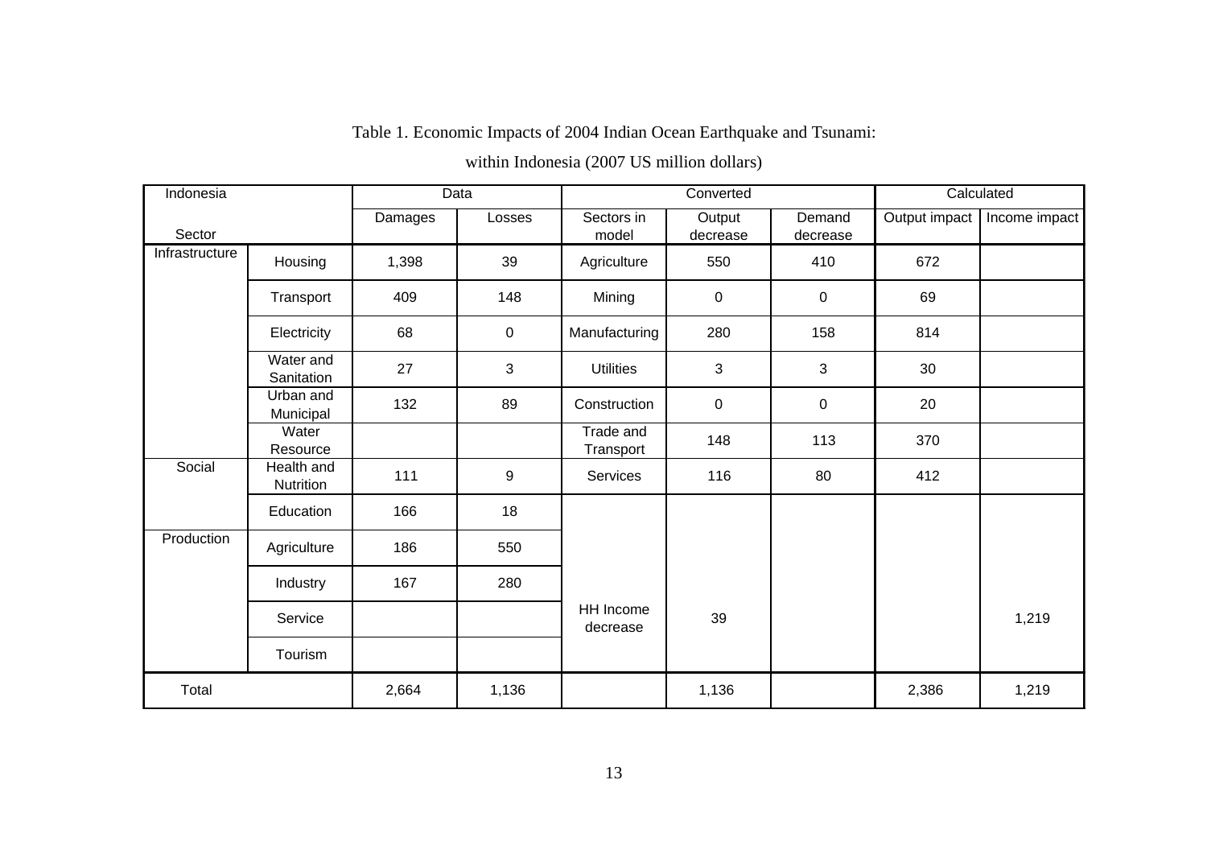Table 1. Economic Impacts of 2004 Indian Ocean Earthquake and Tsunami:

within Indonesia (2007 US million dollars)

| Indonesia | | Data | | Converted | | | Calculated | |
|---|---|---|---|---|---|---|---|---|
| Sector | | Damages | Losses | Sectors in model | Output decrease | Demand decrease | Output impact | Income impact |
| Infrastructure | Housing | 1,398 | 39 | Agriculture | 550 | 410 | 672 | |
| | Transport | 409 | 148 | Mining | 0 | 0 | 69 | |
| | Electricity | 68 | 0 | Manufacturing | 280 | 158 | 814 | |
| | Water and Sanitation | 27 | 3 | Utilities | 3 | 3 | 30 | |
| | Urban and Municipal | 132 | 89 | Construction | 0 | 0 | 20 | |
| | Water Resource | | | Trade and Transport | 148 | 113 | 370 | |
| Social | Health and Nutrition | 111 | 9 | Services | 116 | 80 | 412 | |
| | Education | 166 | 18 | HH Income decrease | 39 | | | 1,219 |
| Production | Agriculture | 186 | 550 | | | | | |
| | Industry | 167 | 280 | | | | | |
| | Service | | | | | | | |
| | Tourism | | | | | | | |
| Total | | 2,664 | 1,136 | | 1,136 | | 2,386 | 1,219 |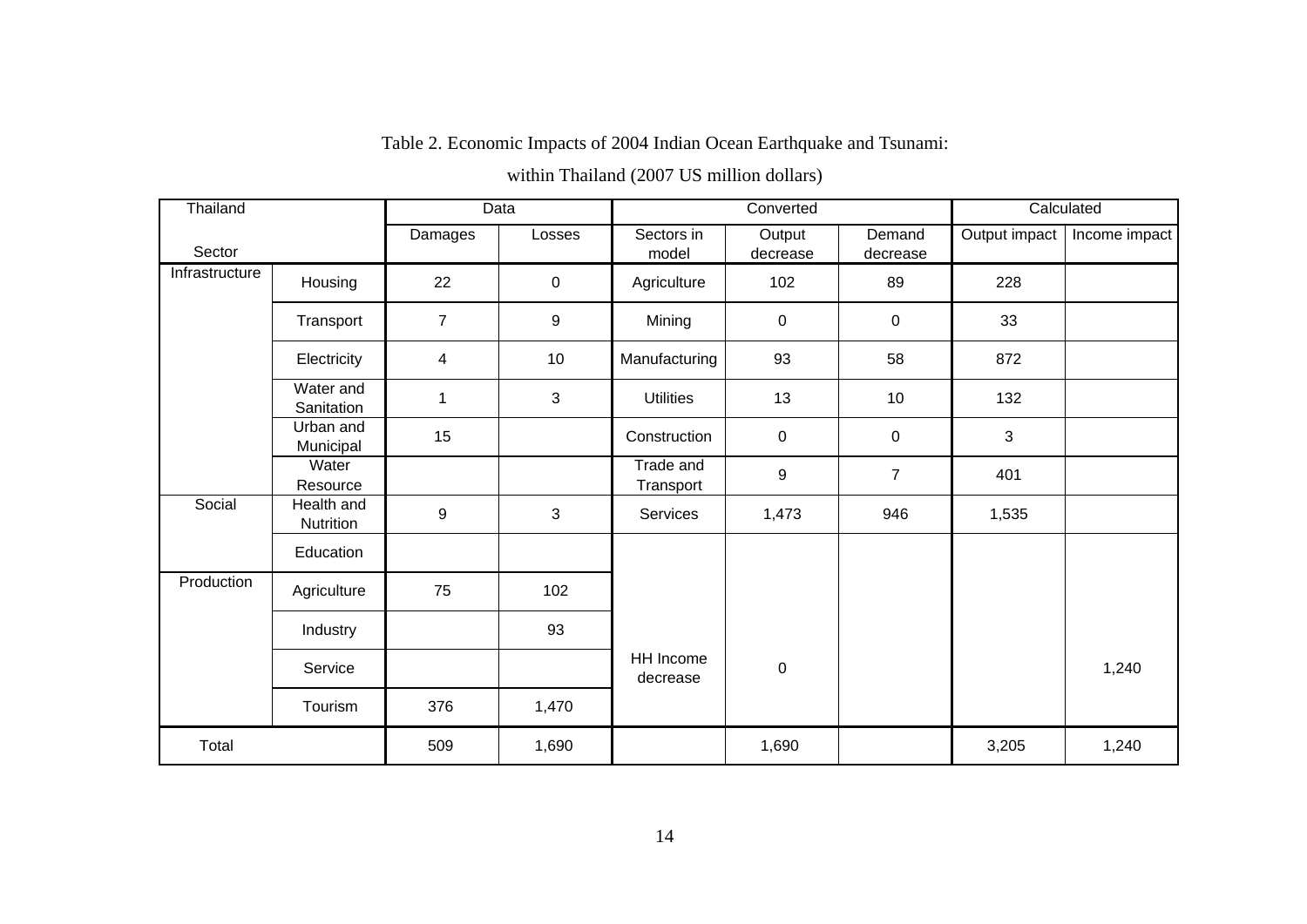Table 2. Economic Impacts of 2004 Indian Ocean Earthquake and Tsunami:

within Thailand (2007 US million dollars)

| Thailand | | Data | | Converted | | | Calculated | |
|---|---|---|---|---|---|---|---|---|
| Sector | | Damages | Losses | Sectors in model | Output decrease | Demand decrease | Output impact | Income impact |
| Infrastructure | Housing | 22 | 0 | Agriculture | 102 | 89 | 228 | |
| | Transport | 7 | 9 | Mining | 0 | 0 | 33 | |
| | Electricity | 4 | 10 | Manufacturing | 93 | 58 | 872 | |
| | Water and Sanitation | 1 | 3 | Utilities | 13 | 10 | 132 | |
| | Urban and Municipal | 15 | | Construction | 0 | 0 | 3 | |
| | Water Resource | | | Trade and Transport | 9 | 7 | 401 | |
| Social | Health and Nutrition | 9 | 3 | Services | 1,473 | 946 | 1,535 | |
| | Education | | | | | | | |
| Production | Agriculture | 75 | 102 | | | | | |
| | Industry | | 93 | | | | | |
| | Service | | | HH Income decrease | 0 | | | 1,240 |
| | Tourism | 376 | 1,470 | | | | | |
| Total | | 509 | 1,690 | | 1,690 | | 3,205 | 1,240 |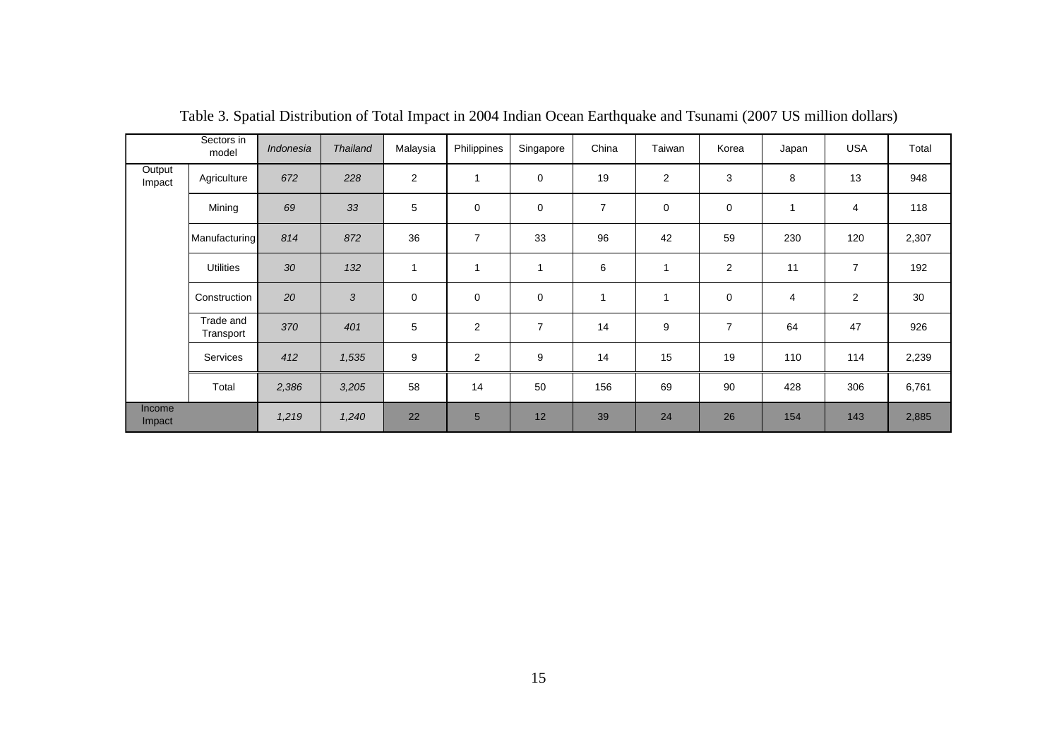Table 3. Spatial Distribution of Total Impact in 2004 Indian Ocean Earthquake and Tsunami (2007 US million dollars)

| | Sectors in model | *Indonesia* | *Thailand* | Malaysia | Philippines | Singapore | China | Taiwan | Korea | Japan | USA | Total |
|---|---|---|---|---|---|---|---|---|---|---|---|---|
| Output Impact | Agriculture | *672* | *228* | 2 | 1 | 0 | 19 | 2 | 3 | 8 | 13 | 948 |
| | Mining | *69* | *33* | 5 | 0 | 0 | 7 | 0 | 0 | 1 | 4 | 118 |
| | Manufacturing | *814* | *872* | 36 | 7 | 33 | 96 | 42 | 59 | 230 | 120 | 2,307 |
| | Utilities | *30* | *132* | 1 | 1 | 1 | 6 | 1 | 2 | 11 | 7 | 192 |
| | Construction | *20* | *3* | 0 | 0 | 0 | 1 | 1 | 0 | 4 | 2 | 30 |
| | Trade and Transport | *370* | *401* | 5 | 2 | 7 | 14 | 9 | 7 | 64 | 47 | 926 |
| | Services | *412* | *1,535* | 9 | 2 | 9 | 14 | 15 | 19 | 110 | 114 | 2,239 |
| | Total | *2,386* | *3,205* | 58 | 14 | 50 | 156 | 69 | 90 | 428 | 306 | 6,761 |
| Income Impact | | *1,219* | *1,240* | 22 | 5 | 12 | 39 | 24 | 26 | 154 | 143 | 2,885 |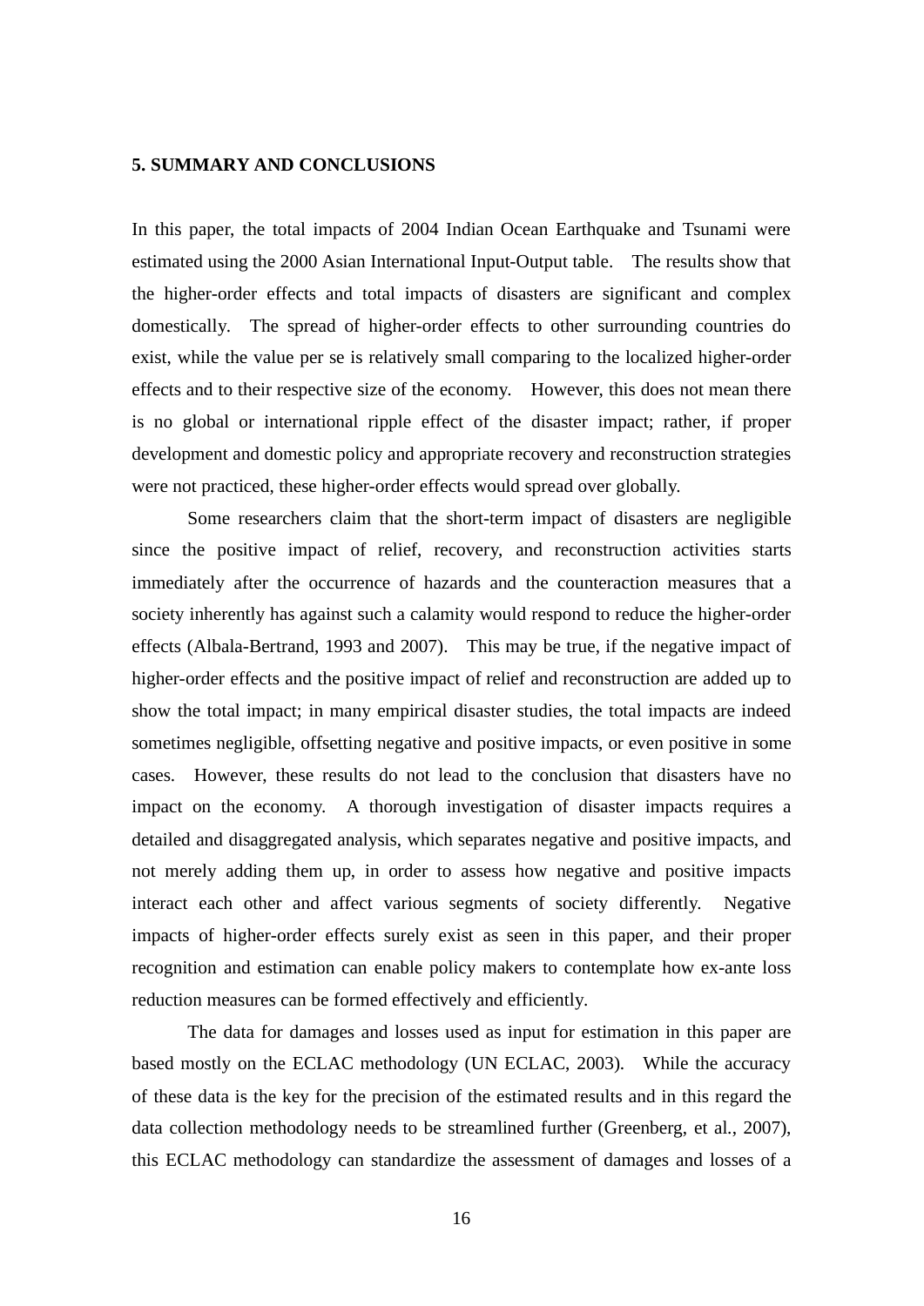## 5. SUMMARY AND CONCLUSIONS

In this paper, the total impacts of 2004 Indian Ocean Earthquake and Tsunami were estimated using the 2000 Asian International Input-Output table. The results show that the higher-order effects and total impacts of disasters are significant and complex domestically. The spread of higher-order effects to other surrounding countries do exist, while the value per se is relatively small comparing to the localized higher-order effects and to their respective size of the economy. However, this does not mean there is no global or international ripple effect of the disaster impact; rather, if proper development and domestic policy and appropriate recovery and reconstruction strategies were not practiced, these higher-order effects would spread over globally.

Some researchers claim that the short-term impact of disasters are negligible since the positive impact of relief, recovery, and reconstruction activities starts immediately after the occurrence of hazards and the counteraction measures that a society inherently has against such a calamity would respond to reduce the higher-order effects (Albala-Bertrand, 1993 and 2007). This may be true, if the negative impact of higher-order effects and the positive impact of relief and reconstruction are added up to show the total impact; in many empirical disaster studies, the total impacts are indeed sometimes negligible, offsetting negative and positive impacts, or even positive in some cases. However, these results do not lead to the conclusion that disasters have no impact on the economy. A thorough investigation of disaster impacts requires a detailed and disaggregated analysis, which separates negative and positive impacts, and not merely adding them up, in order to assess how negative and positive impacts interact each other and affect various segments of society differently. Negative impacts of higher-order effects surely exist as seen in this paper, and their proper recognition and estimation can enable policy makers to contemplate how ex-ante loss reduction measures can be formed effectively and efficiently.

The data for damages and losses used as input for estimation in this paper are based mostly on the ECLAC methodology (UN ECLAC, 2003). While the accuracy of these data is the key for the precision of the estimated results and in this regard the data collection methodology needs to be streamlined further (Greenberg, et al., 2007), this ECLAC methodology can standardize the assessment of damages and losses of a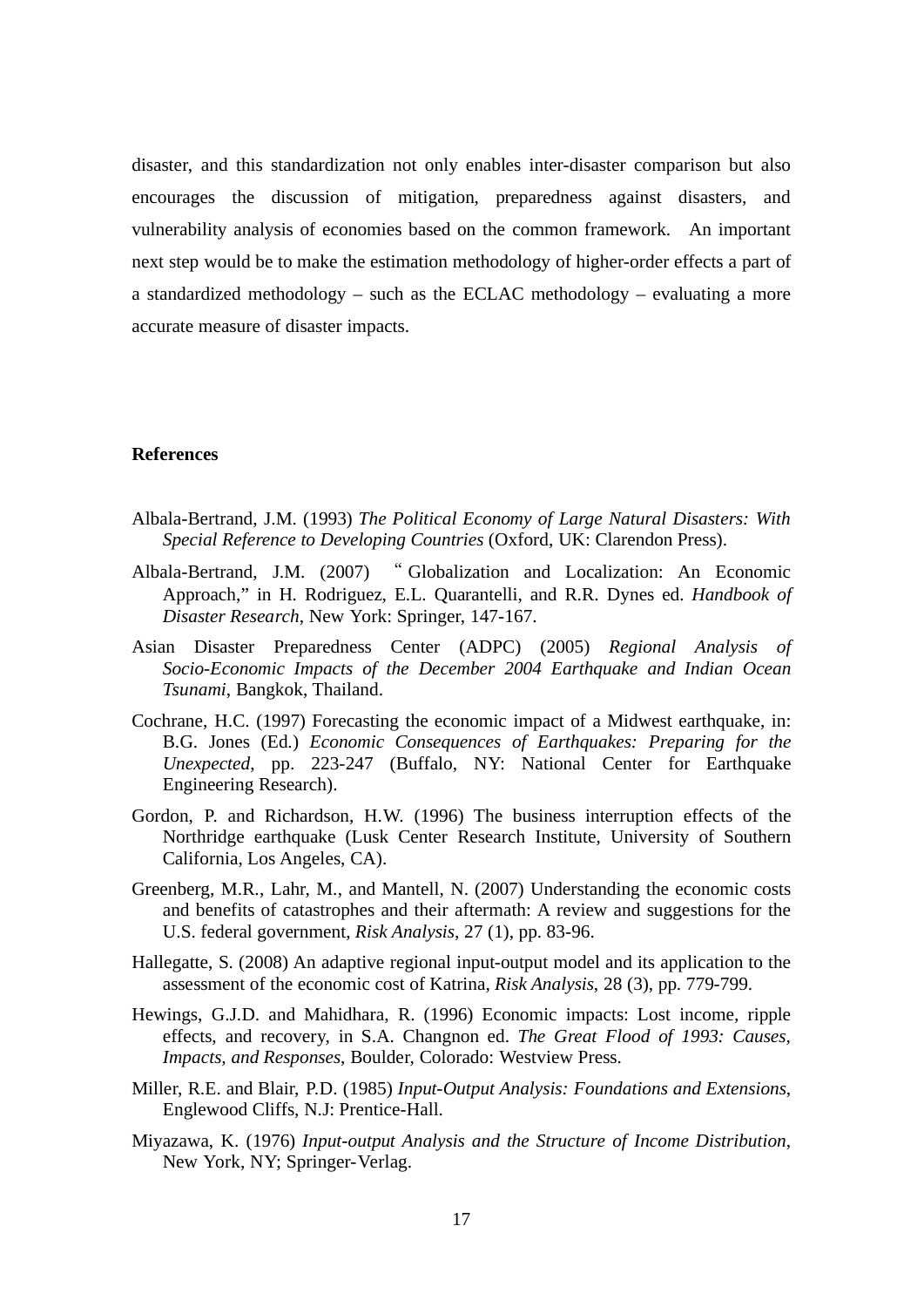disaster, and this standardization not only enables inter-disaster comparison but also encourages the discussion of mitigation, preparedness against disasters, and vulnerability analysis of economies based on the common framework. An important next step would be to make the estimation methodology of higher-order effects a part of a standardized methodology – such as the ECLAC methodology – evaluating a more accurate measure of disaster impacts.

**References**

Albala-Bertrand, J.M. (1993) *The Political Economy of Large Natural Disasters: With Special Reference to Developing Countries* (Oxford, UK: Clarendon Press).

Albala-Bertrand, J.M. (2007) "Globalization and Localization: An Economic Approach," in H. Rodriguez, E.L. Quarantelli, and R.R. Dynes ed. *Handbook of Disaster Research*, New York: Springer, 147-167.

Asian Disaster Preparedness Center (ADPC) (2005) *Regional Analysis of Socio-Economic Impacts of the December 2004 Earthquake and Indian Ocean Tsunami*, Bangkok, Thailand.

Cochrane, H.C. (1997) Forecasting the economic impact of a Midwest earthquake, in: B.G. Jones (Ed.) *Economic Consequences of Earthquakes: Preparing for the Unexpected*, pp. 223-247 (Buffalo, NY: National Center for Earthquake Engineering Research).

Gordon, P. and Richardson, H.W. (1996) The business interruption effects of the Northridge earthquake (Lusk Center Research Institute, University of Southern California, Los Angeles, CA).

Greenberg, M.R., Lahr, M., and Mantell, N. (2007) Understanding the economic costs and benefits of catastrophes and their aftermath: A review and suggestions for the U.S. federal government, *Risk Analysis*, 27 (1), pp. 83-96.

Hallegatte, S. (2008) An adaptive regional input-output model and its application to the assessment of the economic cost of Katrina, *Risk Analysis*, 28 (3), pp. 779-799.

Hewings, G.J.D. and Mahidhara, R. (1996) Economic impacts: Lost income, ripple effects, and recovery, in S.A. Changnon ed. *The Great Flood of 1993: Causes, Impacts, and Responses*, Boulder, Colorado: Westview Press.

Miller, R.E. and Blair, P.D. (1985) *Input-Output Analysis: Foundations and Extensions*, Englewood Cliffs, N.J: Prentice-Hall.

Miyazawa, K. (1976) *Input-output Analysis and the Structure of Income Distribution*, New York, NY; Springer-Verlag.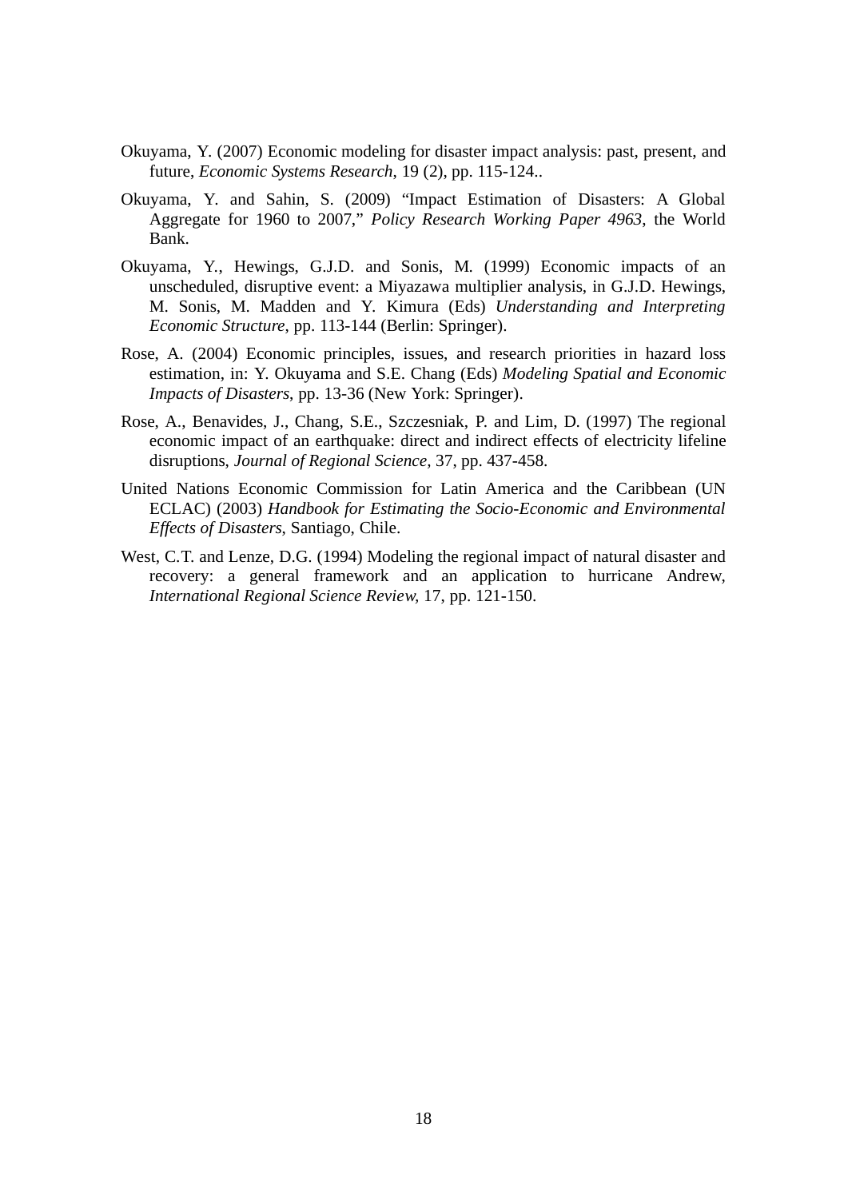Okuyama, Y. (2007) Economic modeling for disaster impact analysis: past, present, and future, *Economic Systems Research*, 19 (2), pp. 115-124..

Okuyama, Y. and Sahin, S. (2009) "Impact Estimation of Disasters: A Global Aggregate for 1960 to 2007," *Policy Research Working Paper 4963*, the World Bank.

Okuyama, Y., Hewings, G.J.D. and Sonis, M. (1999) Economic impacts of an unscheduled, disruptive event: a Miyazawa multiplier analysis, in G.J.D. Hewings, M. Sonis, M. Madden and Y. Kimura (Eds) *Understanding and Interpreting Economic Structure*, pp. 113-144 (Berlin: Springer).

Rose, A. (2004) Economic principles, issues, and research priorities in hazard loss estimation, in: Y. Okuyama and S.E. Chang (Eds) *Modeling Spatial and Economic Impacts of Disasters*, pp. 13-36 (New York: Springer).

Rose, A., Benavides, J., Chang, S.E., Szczesniak, P. and Lim, D. (1997) The regional economic impact of an earthquake: direct and indirect effects of electricity lifeline disruptions, *Journal of Regional Science*, 37, pp. 437-458.

United Nations Economic Commission for Latin America and the Caribbean (UN ECLAC) (2003) *Handbook for Estimating the Socio-Economic and Environmental Effects of Disasters*, Santiago, Chile.

West, C.T. and Lenze, D.G. (1994) Modeling the regional impact of natural disaster and recovery: a general framework and an application to hurricane Andrew, *International Regional Science Review*, 17, pp. 121-150.